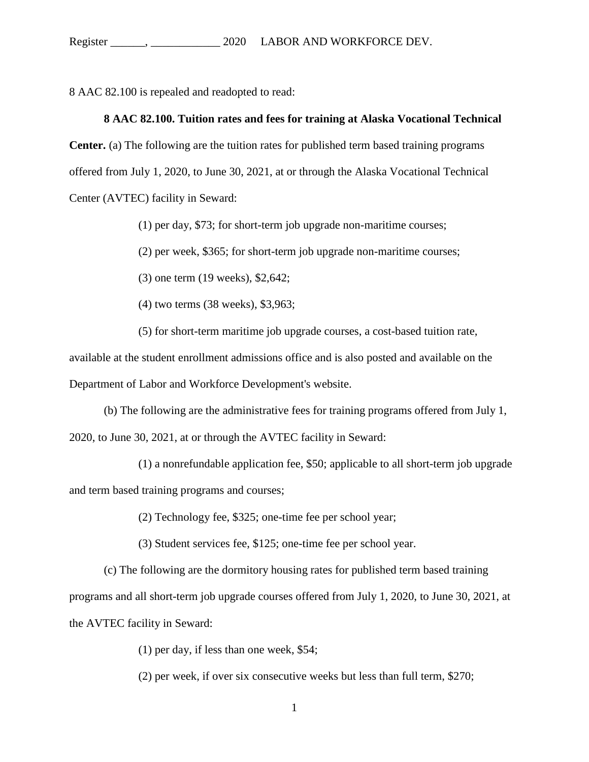8 AAC 82.100 is repealed and readopted to read:

**8 AAC 82.100. Tuition rates and fees for training at Alaska Vocational Technical Center.** (a) The following are the tuition rates for published term based training programs offered from July 1, 2020, to June 30, 2021, at or through the Alaska Vocational Technical Center (AVTEC) facility in Seward:

(1) per day, $73; for short-term job upgrade non-maritime courses;

(2) per week, $365; for short-term job upgrade non-maritime courses;

(3) one term (19 weeks), $2,642;

(4) two terms (38 weeks), $3,963;

(5) for short-term maritime job upgrade courses, a cost-based tuition rate, available at the student enrollment admissions office and is also posted and available on the Department of Labor and Workforce Development's website.

(b) The following are the administrative fees for training programs offered from July 1, 2020, to June 30, 2021, at or through the AVTEC facility in Seward:

(1) a nonrefundable application fee, $50; applicable to all short-term job upgrade and term based training programs and courses;

(2) Technology fee, $325; one-time fee per school year;

(3) Student services fee, $125; one-time fee per school year.

(c) The following are the dormitory housing rates for published term based training programs and all short-term job upgrade courses offered from July 1, 2020, to June 30, 2021, at the AVTEC facility in Seward:

(1) per day, if less than one week, $54;

(2) per week, if over six consecutive weeks but less than full term, $270;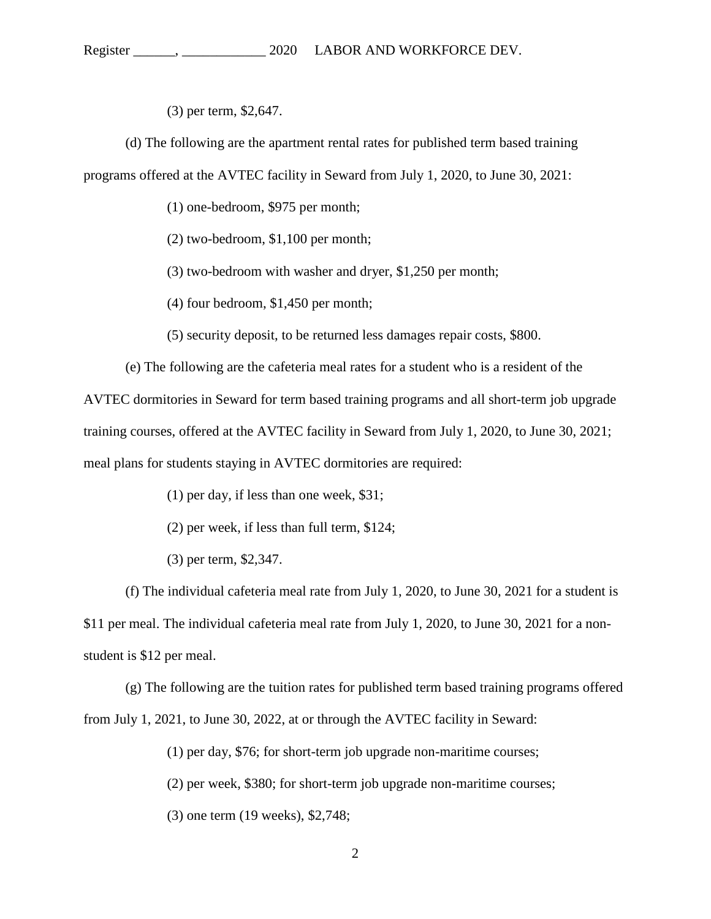(3) per term, $2,647.

(d) The following are the apartment rental rates for published term based training programs offered at the AVTEC facility in Seward from July 1, 2020, to June 30, 2021:

(1) one-bedroom, $975 per month;

(2) two-bedroom, $1,100 per month;

(3) two-bedroom with washer and dryer, $1,250 per month;

(4) four bedroom, $1,450 per month;

(5) security deposit, to be returned less damages repair costs, $800.

(e) The following are the cafeteria meal rates for a student who is a resident of the AVTEC dormitories in Seward for term based training programs and all short-term job upgrade training courses, offered at the AVTEC facility in Seward from July 1, 2020, to June 30, 2021; meal plans for students staying in AVTEC dormitories are required:

(1) per day, if less than one week, $31;

(2) per week, if less than full term, $124;

(3) per term, $2,347.

(f) The individual cafeteria meal rate from July 1, 2020, to June 30, 2021 for a student is $11 per meal. The individual cafeteria meal rate from July 1, 2020, to June 30, 2021 for a non-student is $12 per meal.

(g) The following are the tuition rates for published term based training programs offered from July 1, 2021, to June 30, 2022, at or through the AVTEC facility in Seward:

(1) per day, $76; for short-term job upgrade non-maritime courses;

(2) per week, $380; for short-term job upgrade non-maritime courses;

(3) one term (19 weeks), $2,748;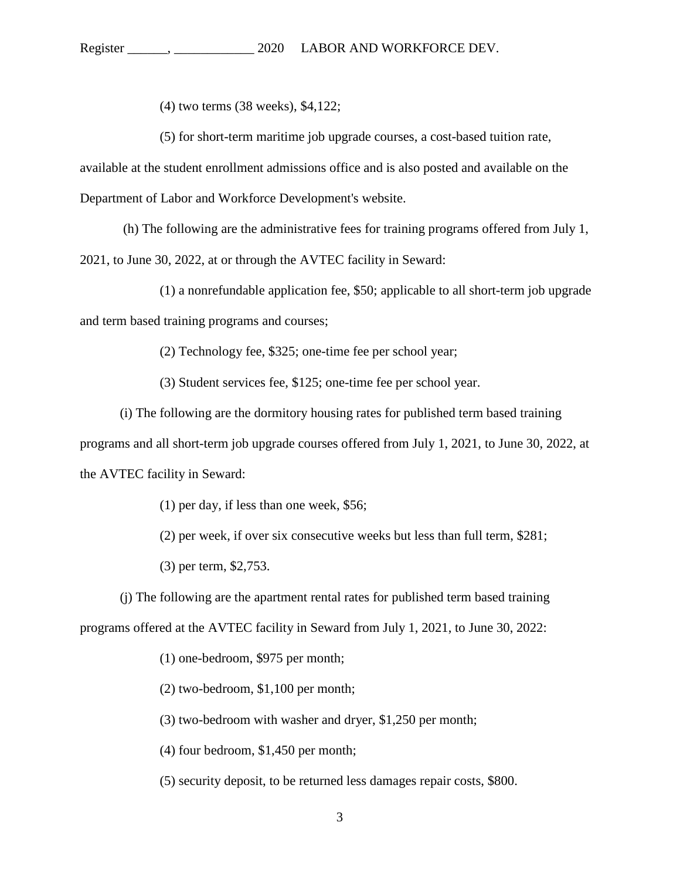(4) two terms (38 weeks), $4,122;

(5) for short-term maritime job upgrade courses, a cost-based tuition rate, available at the student enrollment admissions office and is also posted and available on the Department of Labor and Workforce Development's website.

(h) The following are the administrative fees for training programs offered from July 1, 2021, to June 30, 2022, at or through the AVTEC facility in Seward:

(1) a nonrefundable application fee, $50; applicable to all short-term job upgrade and term based training programs and courses;

(2) Technology fee, $325; one-time fee per school year;

(3) Student services fee, $125; one-time fee per school year.

(i) The following are the dormitory housing rates for published term based training programs and all short-term job upgrade courses offered from July 1, 2021, to June 30, 2022, at the AVTEC facility in Seward:

(1) per day, if less than one week, $56;

(2) per week, if over six consecutive weeks but less than full term, $281;

(3) per term, $2,753.

(j) The following are the apartment rental rates for published term based training programs offered at the AVTEC facility in Seward from July 1, 2021, to June 30, 2022:

(1) one-bedroom, $975 per month;

(2) two-bedroom, $1,100 per month;

(3) two-bedroom with washer and dryer, $1,250 per month;

(4) four bedroom, $1,450 per month;

(5) security deposit, to be returned less damages repair costs, $800.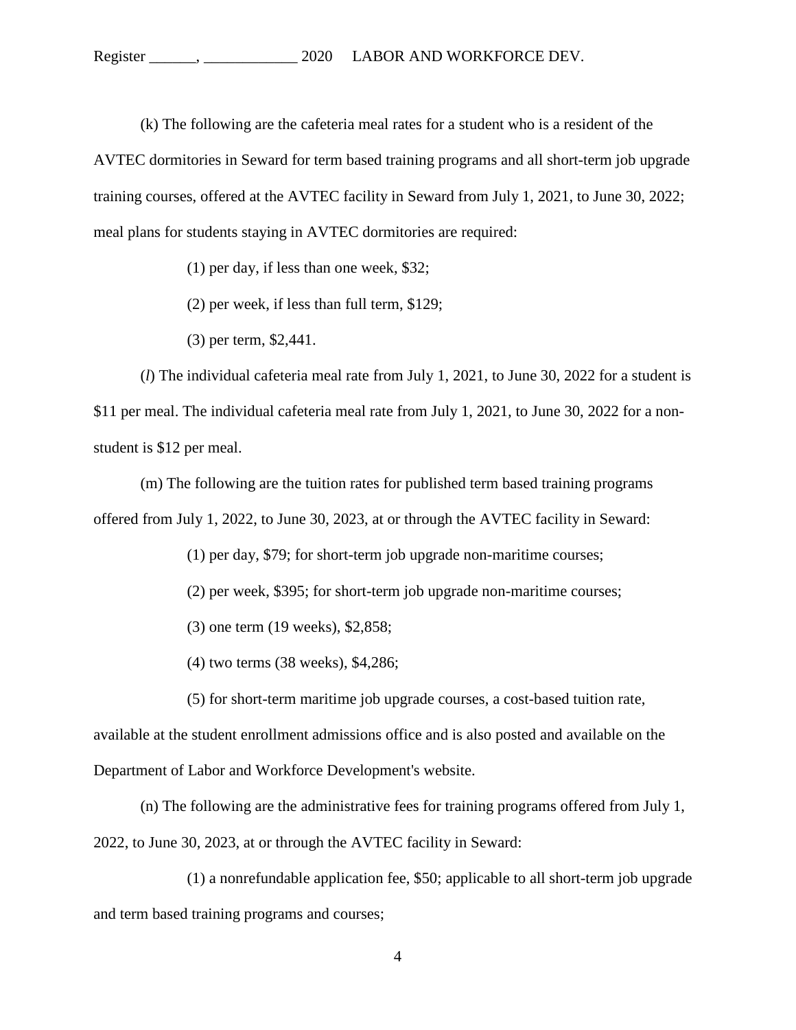(k) The following are the cafeteria meal rates for a student who is a resident of the AVTEC dormitories in Seward for term based training programs and all short-term job upgrade training courses, offered at the AVTEC facility in Seward from July 1, 2021, to June 30, 2022; meal plans for students staying in AVTEC dormitories are required:

(1) per day, if less than one week, $32;

(2) per week, if less than full term, $129;

(3) per term, $2,441.

(*l*) The individual cafeteria meal rate from July 1, 2021, to June 30, 2022 for a student is $11 per meal. The individual cafeteria meal rate from July 1, 2021, to June 30, 2022 for a non-student is $12 per meal.

(m) The following are the tuition rates for published term based training programs offered from July 1, 2022, to June 30, 2023, at or through the AVTEC facility in Seward:

(1) per day, $79; for short-term job upgrade non-maritime courses;

(2) per week, $395; for short-term job upgrade non-maritime courses;

(3) one term (19 weeks), $2,858;

(4) two terms (38 weeks), $4,286;

(5) for short-term maritime job upgrade courses, a cost-based tuition rate, available at the student enrollment admissions office and is also posted and available on the Department of Labor and Workforce Development's website.

(n) The following are the administrative fees for training programs offered from July 1, 2022, to June 30, 2023, at or through the AVTEC facility in Seward:

(1) a nonrefundable application fee, $50; applicable to all short-term job upgrade and term based training programs and courses;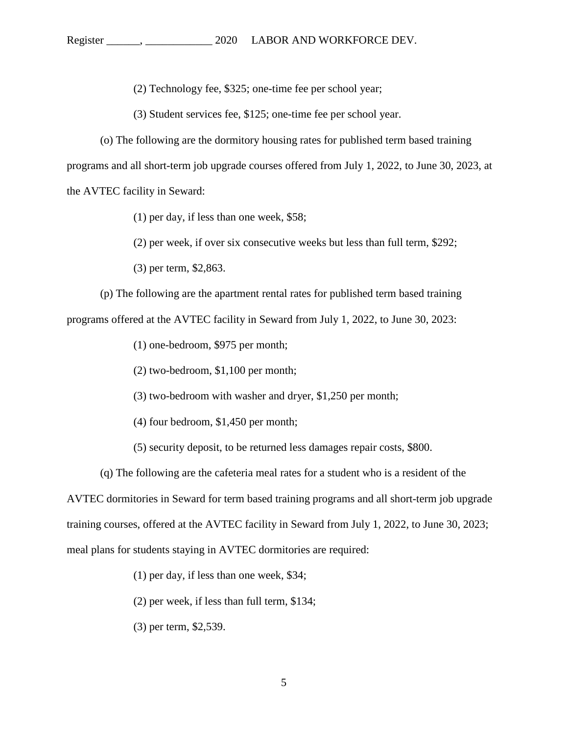(2) Technology fee, $325; one-time fee per school year;

(3) Student services fee, $125; one-time fee per school year.

(o) The following are the dormitory housing rates for published term based training programs and all short-term job upgrade courses offered from July 1, 2022, to June 30, 2023, at the AVTEC facility in Seward:

(1) per day, if less than one week, $58;

(2) per week, if over six consecutive weeks but less than full term, $292;

(3) per term, $2,863.

(p) The following are the apartment rental rates for published term based training programs offered at the AVTEC facility in Seward from July 1, 2022, to June 30, 2023:

(1) one-bedroom, $975 per month;

(2) two-bedroom, $1,100 per month;

(3) two-bedroom with washer and dryer, $1,250 per month;

(4) four bedroom, $1,450 per month;

(5) security deposit, to be returned less damages repair costs, $800.

(q) The following are the cafeteria meal rates for a student who is a resident of the AVTEC dormitories in Seward for term based training programs and all short-term job upgrade training courses, offered at the AVTEC facility in Seward from July 1, 2022, to June 30, 2023; meal plans for students staying in AVTEC dormitories are required:

(1) per day, if less than one week, $34;

(2) per week, if less than full term, $134;

(3) per term, $2,539.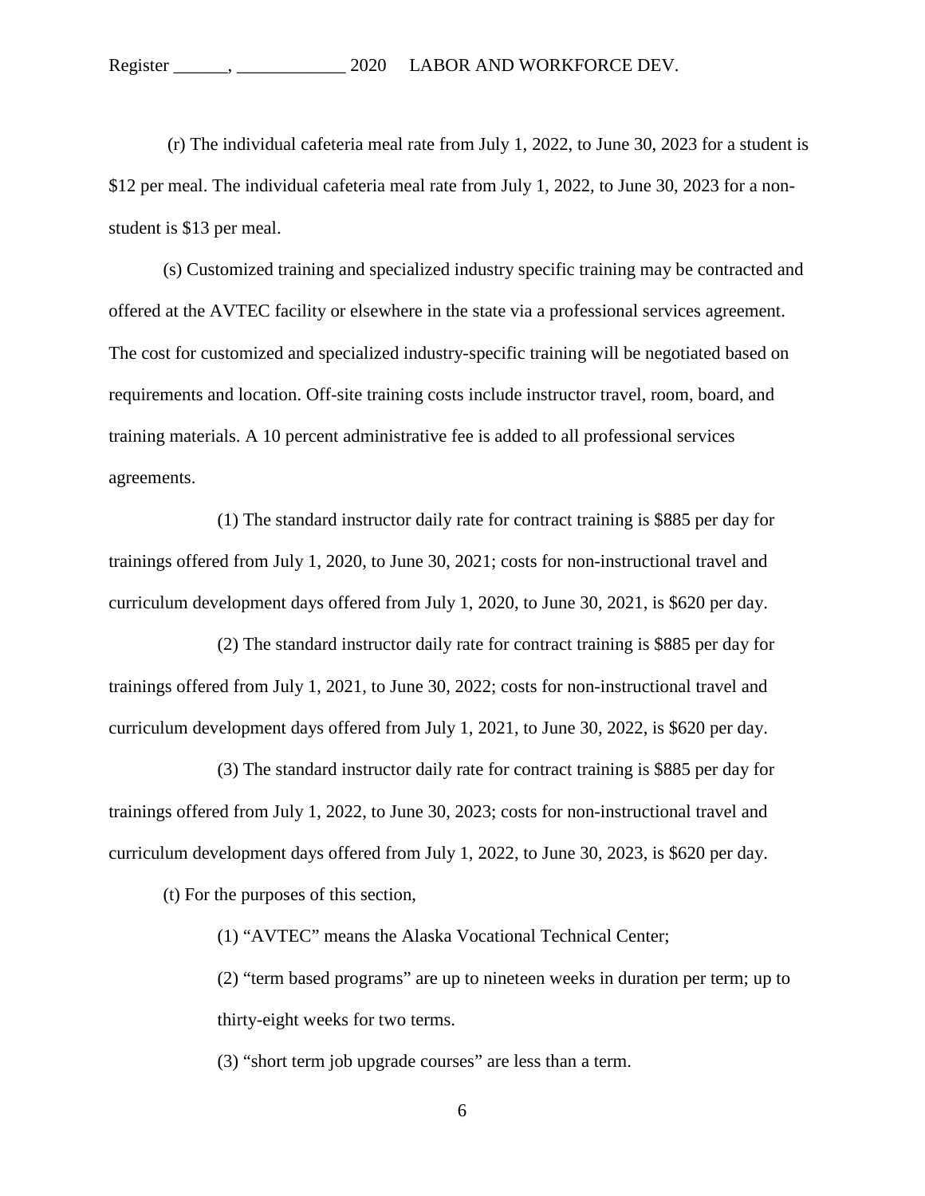(r) The individual cafeteria meal rate from July 1, 2022, to June 30, 2023 for a student is $12 per meal. The individual cafeteria meal rate from July 1, 2022, to June 30, 2023 for a non-student is $13 per meal.

(s) Customized training and specialized industry specific training may be contracted and offered at the AVTEC facility or elsewhere in the state via a professional services agreement. The cost for customized and specialized industry-specific training will be negotiated based on requirements and location. Off-site training costs include instructor travel, room, board, and training materials. A 10 percent administrative fee is added to all professional services agreements.

(1) The standard instructor daily rate for contract training is $885 per day for trainings offered from July 1, 2020, to June 30, 2021; costs for non-instructional travel and curriculum development days offered from July 1, 2020, to June 30, 2021, is $620 per day.

(2) The standard instructor daily rate for contract training is $885 per day for trainings offered from July 1, 2021, to June 30, 2022; costs for non-instructional travel and curriculum development days offered from July 1, 2021, to June 30, 2022, is $620 per day.

(3) The standard instructor daily rate for contract training is $885 per day for trainings offered from July 1, 2022, to June 30, 2023; costs for non-instructional travel and curriculum development days offered from July 1, 2022, to June 30, 2023, is $620 per day.

(t) For the purposes of this section,

(1) "AVTEC" means the Alaska Vocational Technical Center;

(2) "term based programs" are up to nineteen weeks in duration per term; up to thirty-eight weeks for two terms.

(3) "short term job upgrade courses" are less than a term.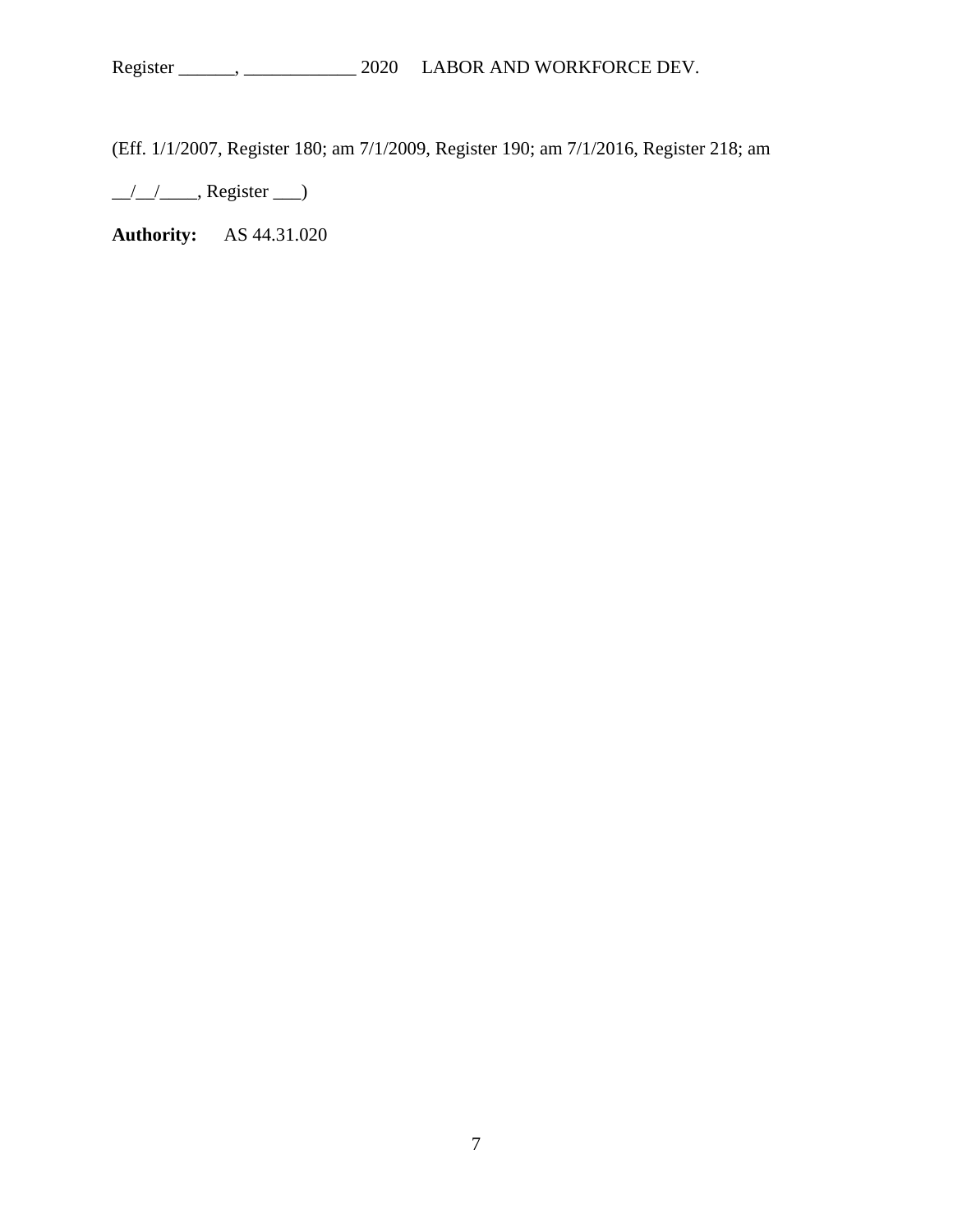(Eff. 1/1/2007, Register 180; am 7/1/2009, Register 190; am 7/1/2016, Register 218; am __/__/____, Register ___)

**Authority:** AS 44.31.020